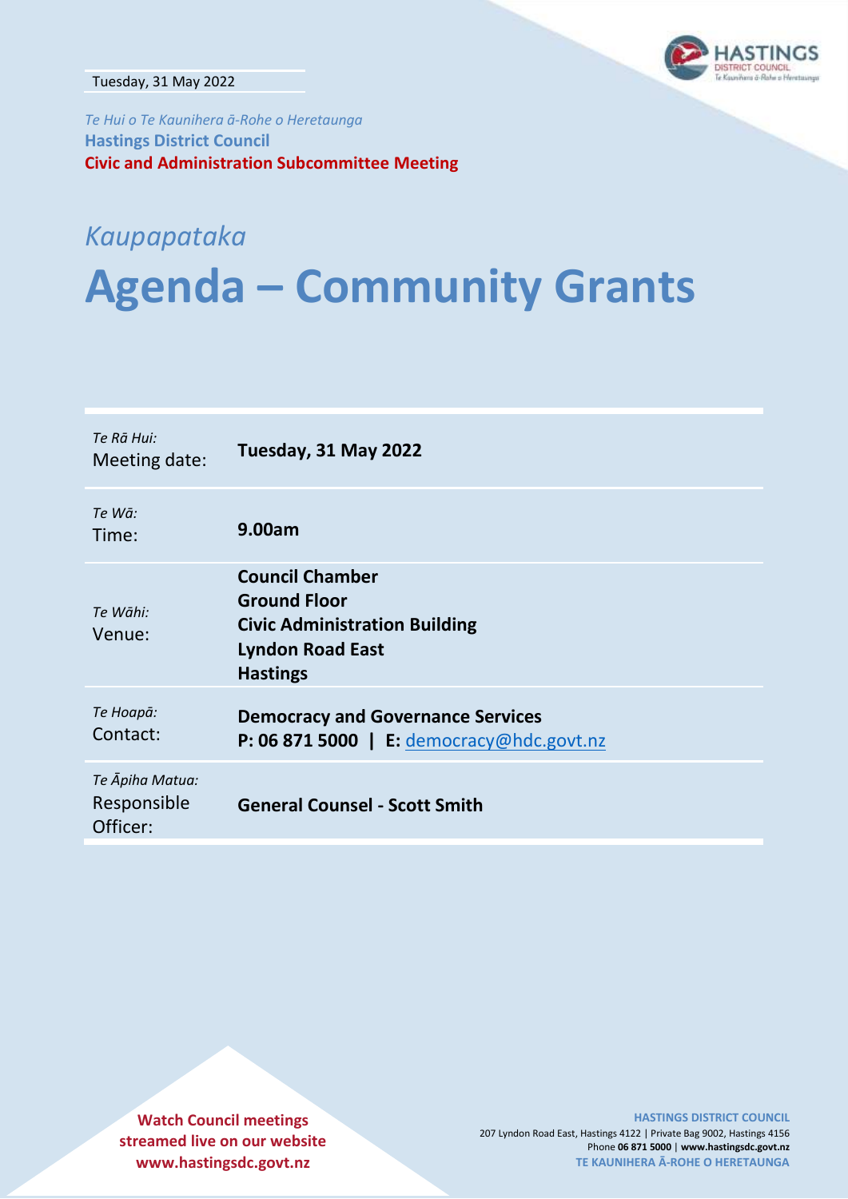Tuesday, 31 May 2022

*Te Hui o Te Kaunihera ā-Rohe o Heretaunga*

**Hastings District Council**

**Civic and Administration Subcommittee Meeting**

*Kaupapataka*

# Agenda – Community Grants

| | |
|---|---|
| *Te Rā Hui:* Meeting date: | **Tuesday, 31 May 2022** |
| *Te Wā:* Time: | **9.00am** |
| *Te Wāhi:* Venue: | **Council Chamber Ground Floor Civic Administration Building Lyndon Road East Hastings** |
| *Te Hoapā:* Contact: | **Democracy and Governance Services P: 06 871 5000 \| E:** democracy@hdc.govt.nz |
| *Te Āpiha Matua:* Responsible Officer: | **General Counsel - Scott Smith** |

**Watch Council meetings streamed live on our website www.hastingsdc.govt.nz**

**HASTINGS DISTRICT COUNCIL**
207 Lyndon Road East, Hastings 4122 | Private Bag 9002, Hastings 4156
Phone **06 871 5000** | **www.hastingsdc.govt.nz**
**TE KAUNIHERA Ā-ROHE O HERETAUNGA**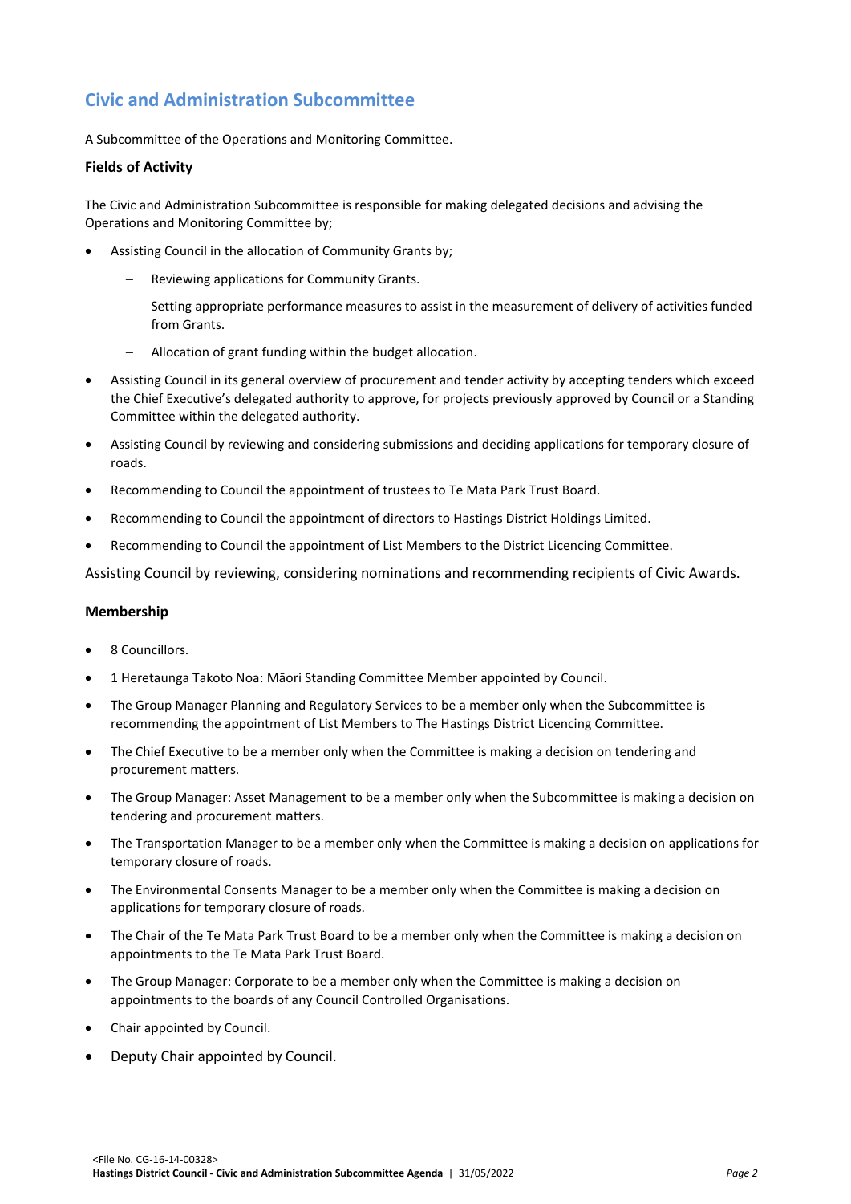## Civic and Administration Subcommittee

A Subcommittee of the Operations and Monitoring Committee.

### Fields of Activity

The Civic and Administration Subcommittee is responsible for making delegated decisions and advising the Operations and Monitoring Committee by;

- Assisting Council in the allocation of Community Grants by;
  - Reviewing applications for Community Grants.
  - Setting appropriate performance measures to assist in the measurement of delivery of activities funded from Grants.
  - Allocation of grant funding within the budget allocation.
- Assisting Council in its general overview of procurement and tender activity by accepting tenders which exceed the Chief Executive's delegated authority to approve, for projects previously approved by Council or a Standing Committee within the delegated authority.
- Assisting Council by reviewing and considering submissions and deciding applications for temporary closure of roads.
- Recommending to Council the appointment of trustees to Te Mata Park Trust Board.
- Recommending to Council the appointment of directors to Hastings District Holdings Limited.
- Recommending to Council the appointment of List Members to the District Licencing Committee.

Assisting Council by reviewing, considering nominations and recommending recipients of Civic Awards.

### Membership

- 8 Councillors.
- 1 Heretaunga Takoto Noa: Māori Standing Committee Member appointed by Council.
- The Group Manager Planning and Regulatory Services to be a member only when the Subcommittee is recommending the appointment of List Members to The Hastings District Licencing Committee.
- The Chief Executive to be a member only when the Committee is making a decision on tendering and procurement matters.
- The Group Manager: Asset Management to be a member only when the Subcommittee is making a decision on tendering and procurement matters.
- The Transportation Manager to be a member only when the Committee is making a decision on applications for temporary closure of roads.
- The Environmental Consents Manager to be a member only when the Committee is making a decision on applications for temporary closure of roads.
- The Chair of the Te Mata Park Trust Board to be a member only when the Committee is making a decision on appointments to the Te Mata Park Trust Board.
- The Group Manager: Corporate to be a member only when the Committee is making a decision on appointments to the boards of any Council Controlled Organisations.
- Chair appointed by Council.
- Deputy Chair appointed by Council.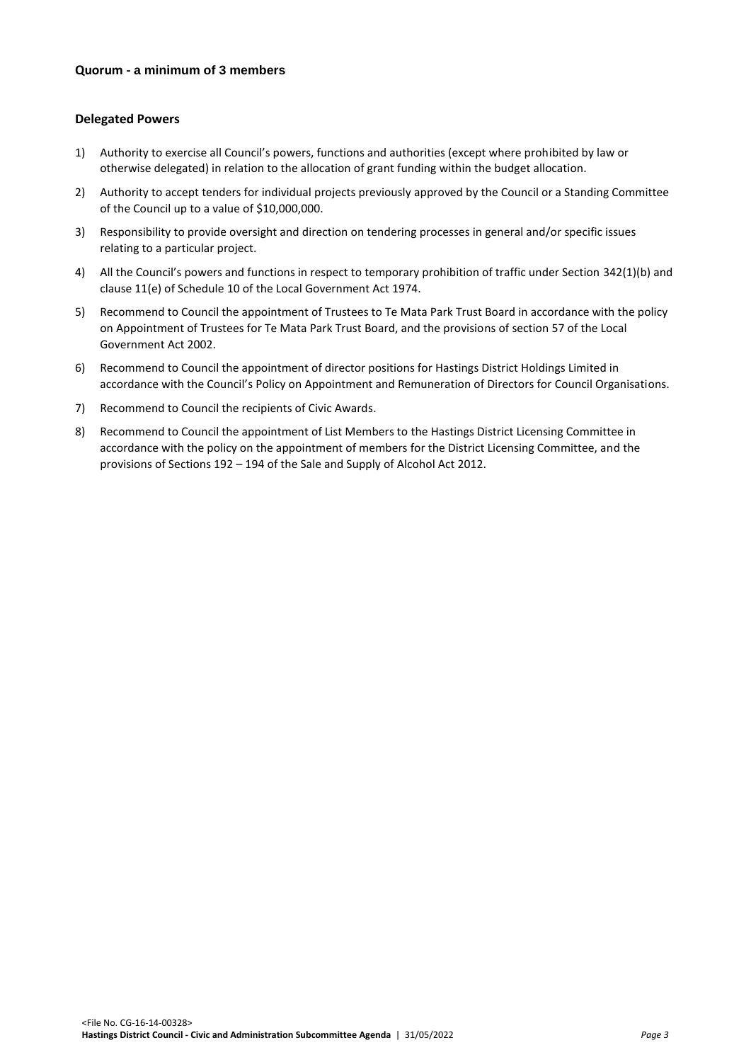**Quorum - a minimum of 3 members**

**Delegated Powers**

1) Authority to exercise all Council's powers, functions and authorities (except where prohibited by law or otherwise delegated) in relation to the allocation of grant funding within the budget allocation.
2) Authority to accept tenders for individual projects previously approved by the Council or a Standing Committee of the Council up to a value of $10,000,000.
3) Responsibility to provide oversight and direction on tendering processes in general and/or specific issues relating to a particular project.
4) All the Council's powers and functions in respect to temporary prohibition of traffic under Section 342(1)(b) and clause 11(e) of Schedule 10 of the Local Government Act 1974.
5) Recommend to Council the appointment of Trustees to Te Mata Park Trust Board in accordance with the policy on Appointment of Trustees for Te Mata Park Trust Board, and the provisions of section 57 of the Local Government Act 2002.
6) Recommend to Council the appointment of director positions for Hastings District Holdings Limited in accordance with the Council's Policy on Appointment and Remuneration of Directors for Council Organisations.
7) Recommend to Council the recipients of Civic Awards.
8) Recommend to Council the appointment of List Members to the Hastings District Licensing Committee in accordance with the policy on the appointment of members for the District Licensing Committee, and the provisions of Sections 192 – 194 of the Sale and Supply of Alcohol Act 2012.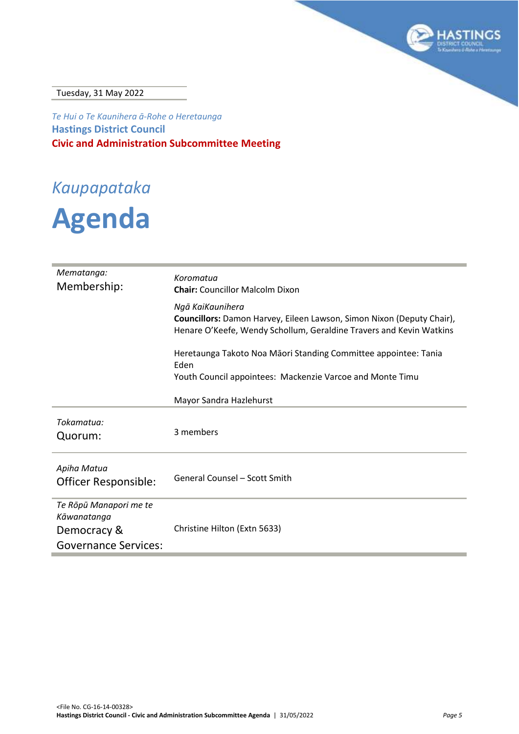Tuesday, 31 May 2022

*Te Hui o Te Kaunihera ā-Rohe o Heretaunga*

**Hastings District Council**

**Civic and Administration Subcommittee Meeting**

# *Kaupapataka*

# Agenda

| | |
|---|---|
| *Mematanga:*<br>Membership: | *Koromatua*<br>**Chair:** Councillor Malcolm Dixon<br><br>*Ngā KaiKaunihera*<br>**Councillors:** Damon Harvey, Eileen Lawson, Simon Nixon (Deputy Chair), Henare O'Keefe, Wendy Schollum, Geraldine Travers and Kevin Watkins<br><br>Heretaunga Takoto Noa Māori Standing Committee appointee: Tania Eden<br>Youth Council appointees: Mackenzie Varcoe and Monte Timu<br><br>Mayor Sandra Hazlehurst |
| *Tokamatua:*<br>Quorum: | 3 members |
| *Apiha Matua*<br>Officer Responsible: | General Counsel – Scott Smith |
| *Te Rōpū Manapori me te Kāwanatanga*<br>Democracy & Governance Services: | Christine Hilton (Extn 5633) |

<File No. CG-16-14-00328>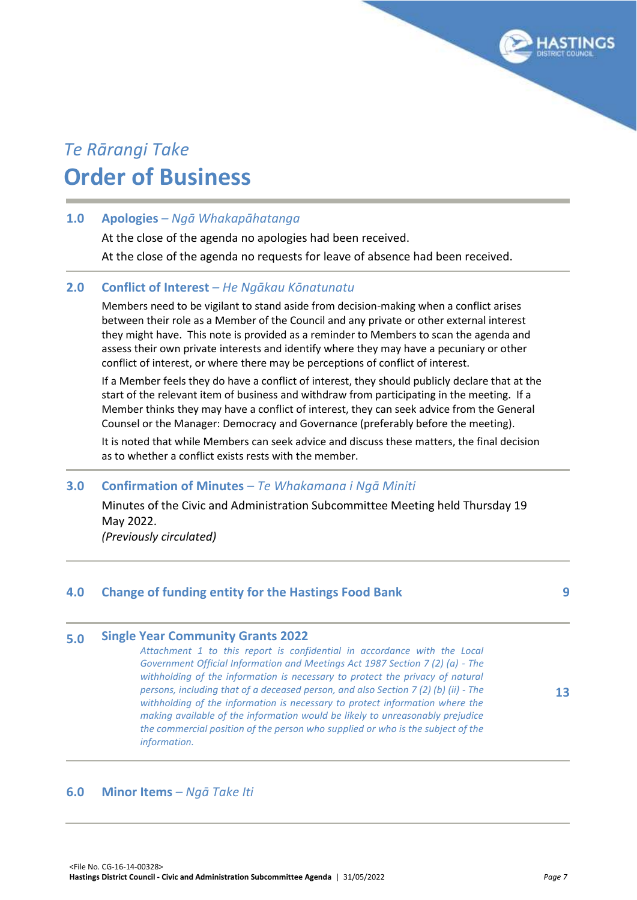*Te Rārangi Take*

# Order of Business

## 1.0 Apologies – *Ngā Whakapāhatanga*

At the close of the agenda no apologies had been received.

At the close of the agenda no requests for leave of absence had been received.

## 2.0 Conflict of Interest – *He Ngākau Kōnatunatu*

Members need to be vigilant to stand aside from decision-making when a conflict arises between their role as a Member of the Council and any private or other external interest they might have. This note is provided as a reminder to Members to scan the agenda and assess their own private interests and identify where they may have a pecuniary or other conflict of interest, or where there may be perceptions of conflict of interest.

If a Member feels they do have a conflict of interest, they should publicly declare that at the start of the relevant item of business and withdraw from participating in the meeting. If a Member thinks they may have a conflict of interest, they can seek advice from the General Counsel or the Manager: Democracy and Governance (preferably before the meeting).

It is noted that while Members can seek advice and discuss these matters, the final decision as to whether a conflict exists rests with the member.

## 3.0 Confirmation of Minutes – *Te Whakamana i Ngā Miniti*

Minutes of the Civic and Administration Subcommittee Meeting held Thursday 19 May 2022.
*(Previously circulated)*

## 4.0 Change of funding entity for the Hastings Food Bank — 9

## 5.0 Single Year Community Grants 2022 — 13

*Attachment 1 to this report is confidential in accordance with the Local Government Official Information and Meetings Act 1987 Section 7 (2) (a) - The withholding of the information is necessary to protect the privacy of natural persons, including that of a deceased person, and also Section 7 (2) (b) (ii) - The withholding of the information is necessary to protect information where the making available of the information would be likely to unreasonably prejudice the commercial position of the person who supplied or who is the subject of the information.*

## 6.0 Minor Items – *Ngā Take Iti*

<File No. CG-16-14-00328>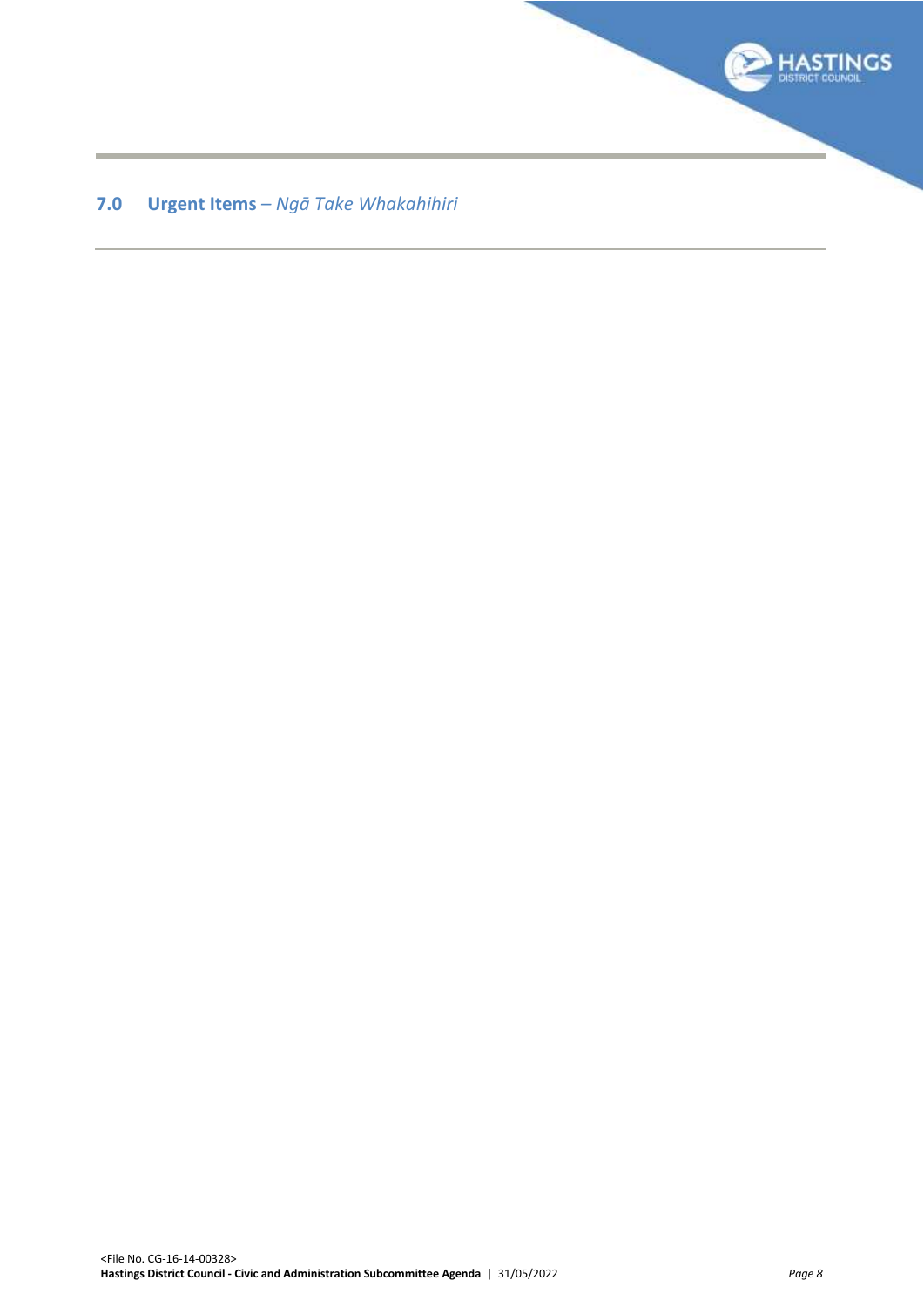## 7.0 Urgent Items – *Ngā Take Whakahihiri*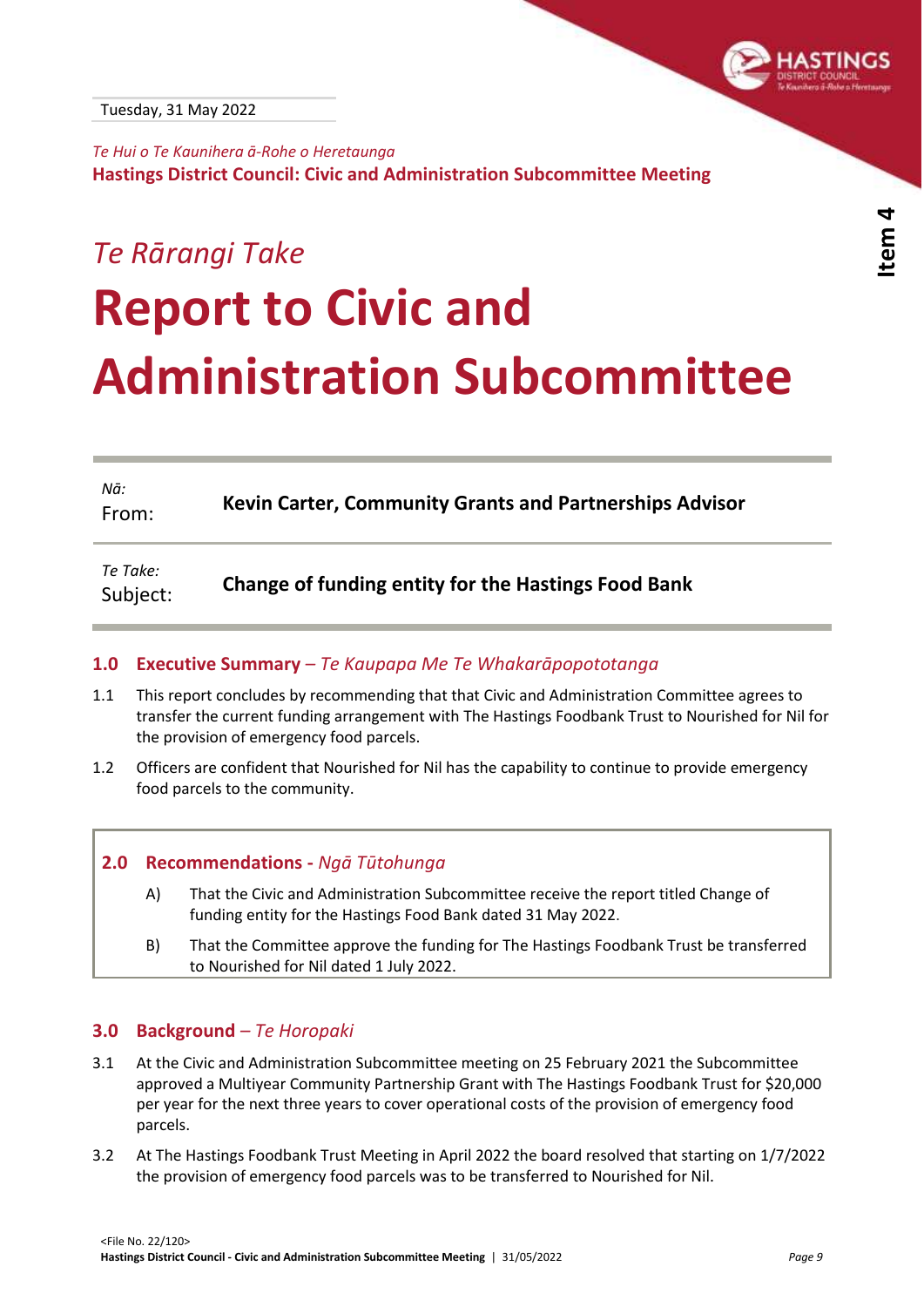Tuesday, 31 May 2022

*Te Hui o Te Kaunihera ā-Rohe o Heretaunga*
**Hastings District Council: Civic and Administration Subcommittee Meeting**

*Te Rārangi Take*

# Report to Civic and Administration Subcommittee

| | |
|---|---|
| *Nā:* From: | **Kevin Carter, Community Grants and Partnerships Advisor** |
| *Te Take:* Subject: | **Change of funding entity for the Hastings Food Bank** |

## 1.0 Executive Summary – *Te Kaupapa Me Te Whakarāpopototanga*

1.1 This report concludes by recommending that that Civic and Administration Committee agrees to transfer the current funding arrangement with The Hastings Foodbank Trust to Nourished for Nil for the provision of emergency food parcels.

1.2 Officers are confident that Nourished for Nil has the capability to continue to provide emergency food parcels to the community.

## 2.0 Recommendations - *Ngā Tūtohunga*

A) That the Civic and Administration Subcommittee receive the report titled Change of funding entity for the Hastings Food Bank dated 31 May 2022.

B) That the Committee approve the funding for The Hastings Foodbank Trust be transferred to Nourished for Nil dated 1 July 2022.

## 3.0 Background – *Te Horopaki*

3.1 At the Civic and Administration Subcommittee meeting on 25 February 2021 the Subcommittee approved a Multiyear Community Partnership Grant with The Hastings Foodbank Trust for $20,000 per year for the next three years to cover operational costs of the provision of emergency food parcels.

3.2 At The Hastings Foodbank Trust Meeting in April 2022 the board resolved that starting on 1/7/2022 the provision of emergency food parcels was to be transferred to Nourished for Nil.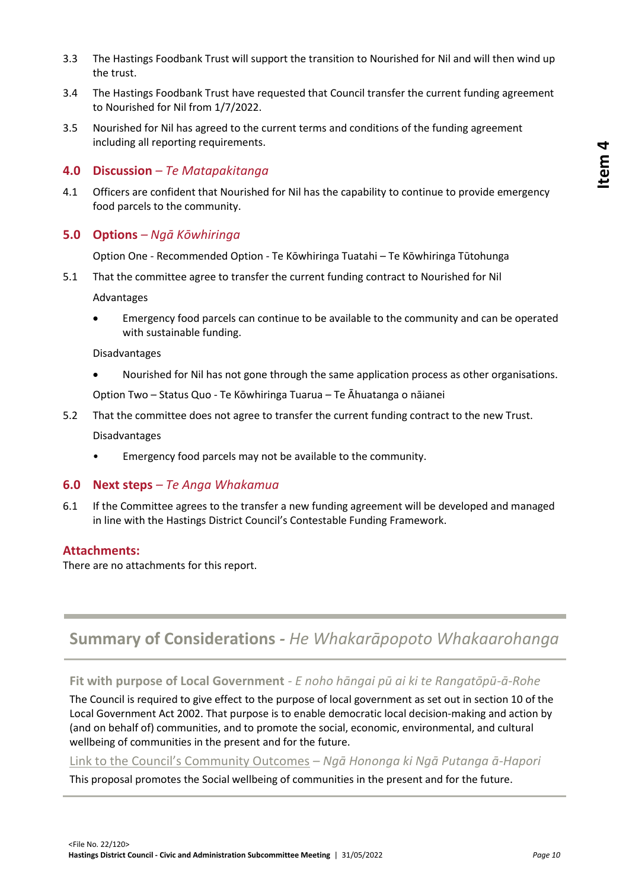3.3 The Hastings Foodbank Trust will support the transition to Nourished for Nil and will then wind up the trust.

3.4 The Hastings Foodbank Trust have requested that Council transfer the current funding agreement to Nourished for Nil from 1/7/2022.

3.5 Nourished for Nil has agreed to the current terms and conditions of the funding agreement including all reporting requirements.

## 4.0 Discussion – *Te Matapakitanga*

4.1 Officers are confident that Nourished for Nil has the capability to continue to provide emergency food parcels to the community.

## 5.0 Options – *Ngā Kōwhiringa*

Option One - Recommended Option - Te Kōwhiringa Tuatahi – Te Kōwhiringa Tūtohunga

5.1 That the committee agree to transfer the current funding contract to Nourished for Nil

Advantages

- Emergency food parcels can continue to be available to the community and can be operated with sustainable funding.

Disadvantages

- Nourished for Nil has not gone through the same application process as other organisations.

Option Two – Status Quo - Te Kōwhiringa Tuarua – Te Āhuatanga o nāianei

5.2 That the committee does not agree to transfer the current funding contract to the new Trust.

Disadvantages

- Emergency food parcels may not be available to the community.

## 6.0 Next steps – *Te Anga Whakamua*

6.1 If the Committee agrees to the transfer a new funding agreement will be developed and managed in line with the Hastings District Council's Contestable Funding Framework.

## Attachments:

There are no attachments for this report.

## Summary of Considerations - *He Whakarāpopoto Whakaarohanga*

### Fit with purpose of Local Government - *E noho hāngai pū ai ki te Rangatōpū-ā-Rohe*

The Council is required to give effect to the purpose of local government as set out in section 10 of the Local Government Act 2002. That purpose is to enable democratic local decision-making and action by (and on behalf of) communities, and to promote the social, economic, environmental, and cultural wellbeing of communities in the present and for the future.

### Link to the Council's Community Outcomes – *Ngā Hononga ki Ngā Putanga ā-Hapori*

This proposal promotes the Social wellbeing of communities in the present and for the future.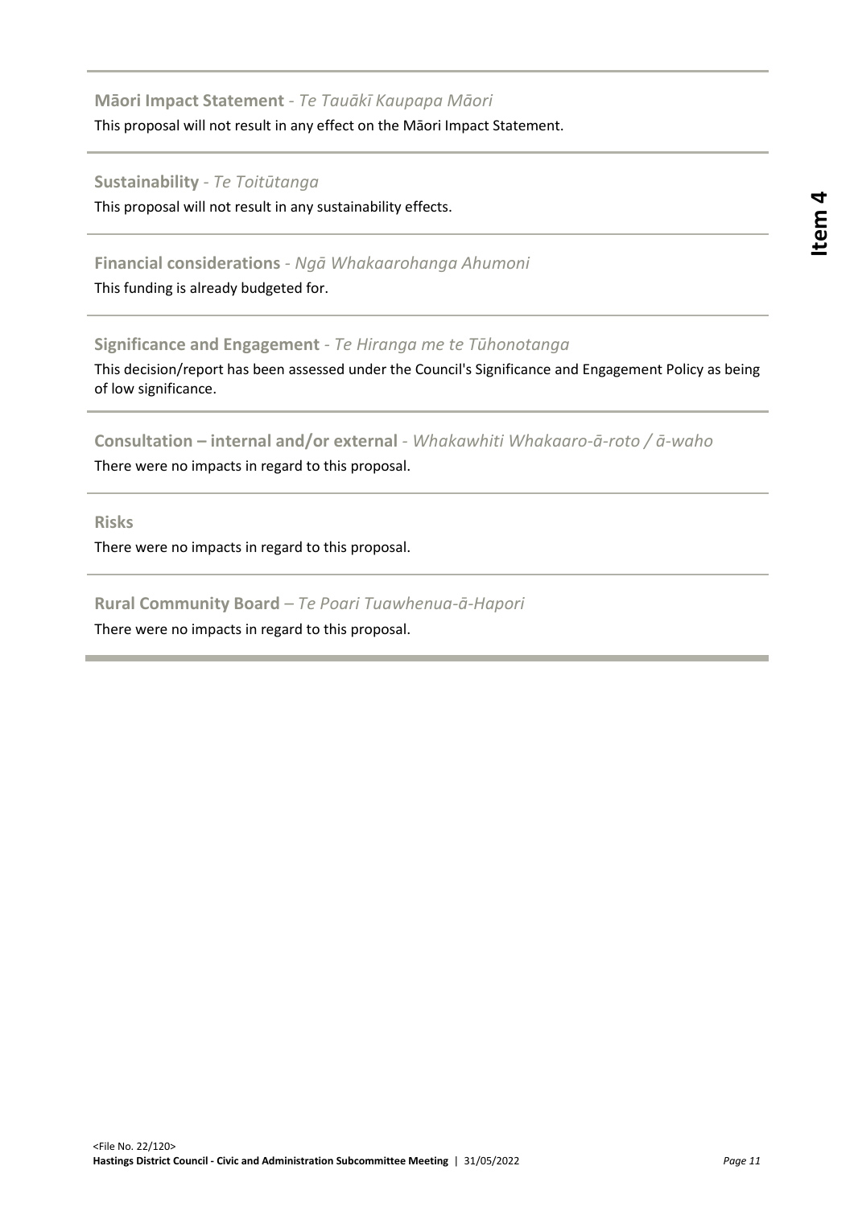### **Māori Impact Statement** - *Te Tauākī Kaupapa Māori*

This proposal will not result in any effect on the Māori Impact Statement.

### **Sustainability** - *Te Toitūtanga*

This proposal will not result in any sustainability effects.

### **Financial considerations** - *Ngā Whakaarohanga Ahumoni*

This funding is already budgeted for.

### **Significance and Engagement** - *Te Hiranga me te Tūhonotanga*

This decision/report has been assessed under the Council's Significance and Engagement Policy as being of low significance.

### **Consultation – internal and/or external** - *Whakawhiti Whakaaro-ā-roto / ā-waho*

There were no impacts in regard to this proposal.

### **Risks**

There were no impacts in regard to this proposal.

### **Rural Community Board** – *Te Poari Tuawhenua-ā-Hapori*

There were no impacts in regard to this proposal.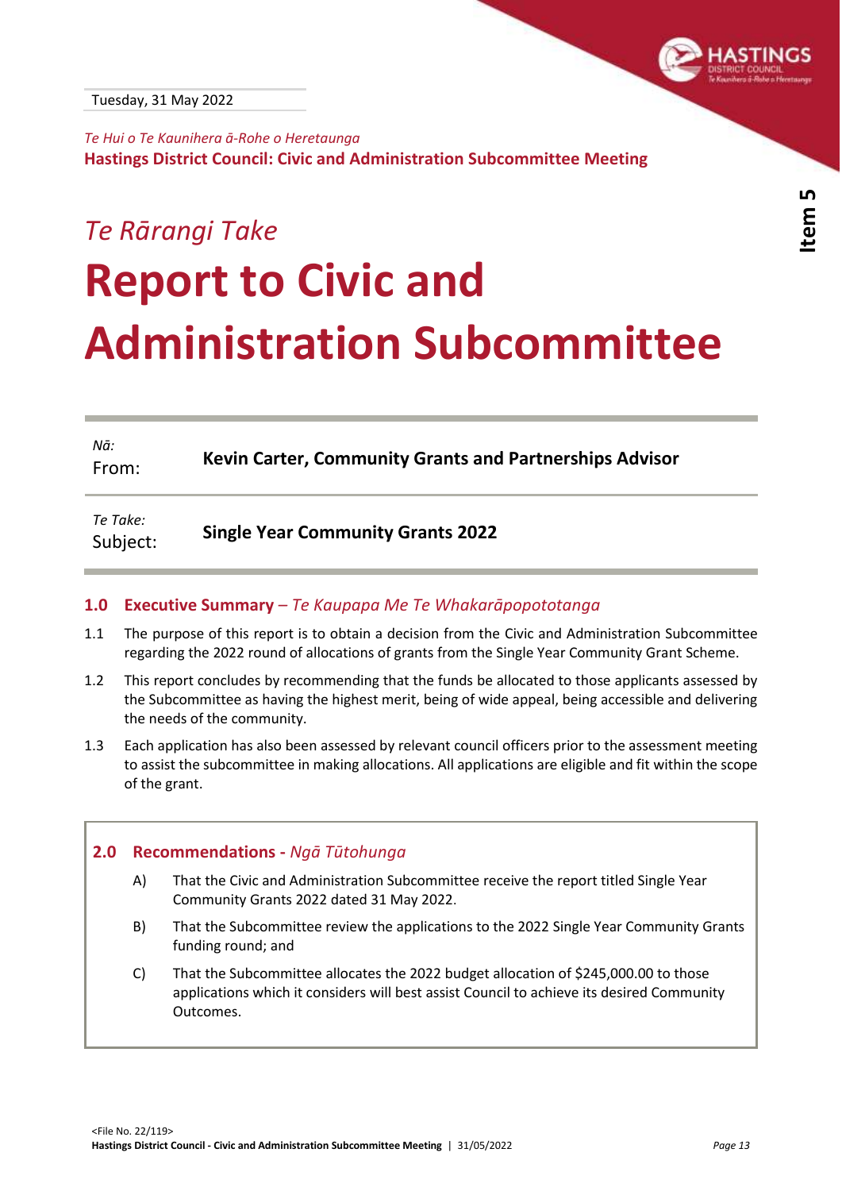Tuesday, 31 May 2022

*Te Hui o Te Kaunihera ā-Rohe o Heretaunga*
**Hastings District Council: Civic and Administration Subcommittee Meeting**

*Te Rārangi Take*

# Report to Civic and Administration Subcommittee

| | |
|---|---|
| *Nā:* From: | **Kevin Carter, Community Grants and Partnerships Advisor** |
| *Te Take:* Subject: | **Single Year Community Grants 2022** |

## 1.0 Executive Summary – *Te Kaupapa Me Te Whakarāpopototanga*

1.1 The purpose of this report is to obtain a decision from the Civic and Administration Subcommittee regarding the 2022 round of allocations of grants from the Single Year Community Grant Scheme.

1.2 This report concludes by recommending that the funds be allocated to those applicants assessed by the Subcommittee as having the highest merit, being of wide appeal, being accessible and delivering the needs of the community.

1.3 Each application has also been assessed by relevant council officers prior to the assessment meeting to assist the subcommittee in making allocations. All applications are eligible and fit within the scope of the grant.

## 2.0 Recommendations - *Ngā Tūtohunga*

A) That the Civic and Administration Subcommittee receive the report titled Single Year Community Grants 2022 dated 31 May 2022.

B) That the Subcommittee review the applications to the 2022 Single Year Community Grants funding round; and

C) That the Subcommittee allocates the 2022 budget allocation of $245,000.00 to those applications which it considers will best assist Council to achieve its desired Community Outcomes.

<File No. 22/119>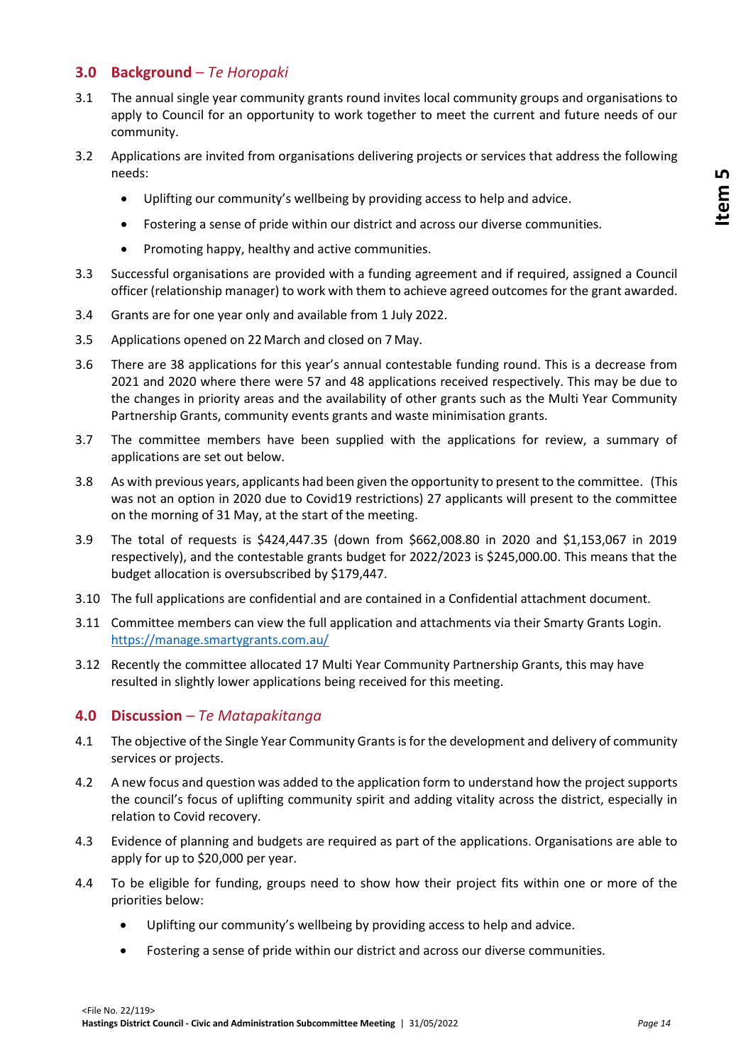## 3.0 Background – *Te Horopaki*

3.1 The annual single year community grants round invites local community groups and organisations to apply to Council for an opportunity to work together to meet the current and future needs of our community.

3.2 Applications are invited from organisations delivering projects or services that address the following needs:

- Uplifting our community's wellbeing by providing access to help and advice.
- Fostering a sense of pride within our district and across our diverse communities.
- Promoting happy, healthy and active communities.

3.3 Successful organisations are provided with a funding agreement and if required, assigned a Council officer (relationship manager) to work with them to achieve agreed outcomes for the grant awarded.

3.4 Grants are for one year only and available from 1 July 2022.

3.5 Applications opened on 22 March and closed on 7 May.

3.6 There are 38 applications for this year's annual contestable funding round. This is a decrease from 2021 and 2020 where there were 57 and 48 applications received respectively. This may be due to the changes in priority areas and the availability of other grants such as the Multi Year Community Partnership Grants, community events grants and waste minimisation grants.

3.7 The committee members have been supplied with the applications for review, a summary of applications are set out below.

3.8 As with previous years, applicants had been given the opportunity to present to the committee. (This was not an option in 2020 due to Covid19 restrictions) 27 applicants will present to the committee on the morning of 31 May, at the start of the meeting.

3.9 The total of requests is $424,447.35 (down from $662,008.80 in 2020 and $1,153,067 in 2019 respectively), and the contestable grants budget for 2022/2023 is $245,000.00. This means that the budget allocation is oversubscribed by $179,447.

3.10 The full applications are confidential and are contained in a Confidential attachment document.

3.11 Committee members can view the full application and attachments via their Smarty Grants Login. https://manage.smartygrants.com.au/

3.12 Recently the committee allocated 17 Multi Year Community Partnership Grants, this may have resulted in slightly lower applications being received for this meeting.

## 4.0 Discussion – *Te Matapakitanga*

4.1 The objective of the Single Year Community Grants is for the development and delivery of community services or projects.

4.2 A new focus and question was added to the application form to understand how the project supports the council's focus of uplifting community spirit and adding vitality across the district, especially in relation to Covid recovery.

4.3 Evidence of planning and budgets are required as part of the applications. Organisations are able to apply for up to $20,000 per year.

4.4 To be eligible for funding, groups need to show how their project fits within one or more of the priorities below:

- Uplifting our community's wellbeing by providing access to help and advice.
- Fostering a sense of pride within our district and across our diverse communities.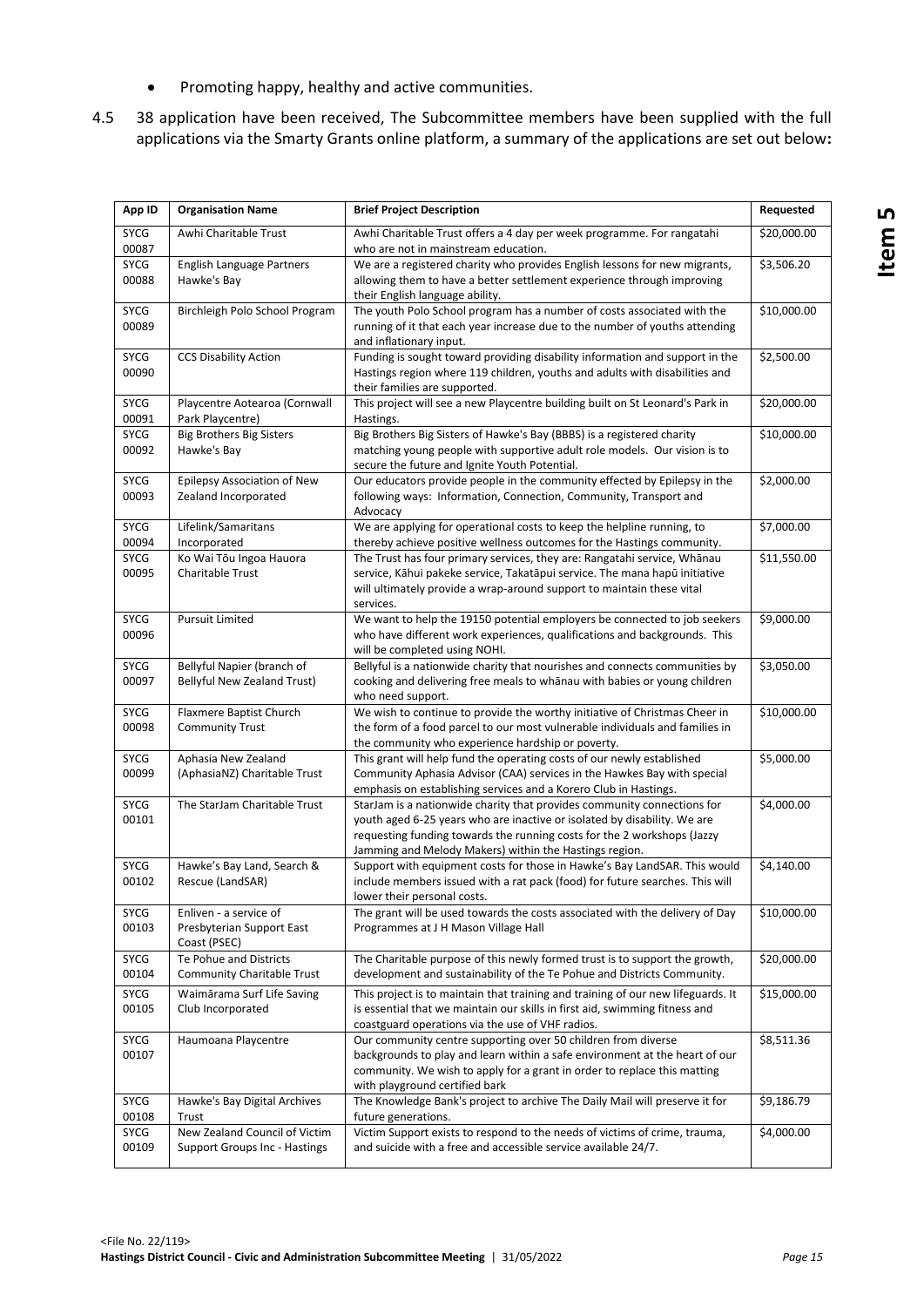- Promoting happy, healthy and active communities.

4.5 38 application have been received, The Subcommittee members have been supplied with the full applications via the Smarty Grants online platform, a summary of the applications are set out below**:**

| App ID | Organisation Name | Brief Project Description | Requested |
|---|---|---|---|
| SYCG 00087 | Awhi Charitable Trust | Awhi Charitable Trust offers a 4 day per week programme. For rangatahi who are not in mainstream education. | $20,000.00 |
| SYCG 00088 | English Language Partners Hawke's Bay | We are a registered charity who provides English lessons for new migrants, allowing them to have a better settlement experience through improving their English language ability. | $3,506.20 |
| SYCG 00089 | Birchleigh Polo School Program | The youth Polo School program has a number of costs associated with the running of it that each year increase due to the number of youths attending and inflationary input. | $10,000.00 |
| SYCG 00090 | CCS Disability Action | Funding is sought toward providing disability information and support in the Hastings region where 119 children, youths and adults with disabilities and their families are supported. | $2,500.00 |
| SYCG 00091 | Playcentre Aotearoa (Cornwall Park Playcentre) | This project will see a new Playcentre building built on St Leonard's Park in Hastings. | $20,000.00 |
| SYCG 00092 | Big Brothers Big Sisters Hawke's Bay | Big Brothers Big Sisters of Hawke's Bay (BBBS) is a registered charity matching young people with supportive adult role models. Our vision is to secure the future and Ignite Youth Potential. | $10,000.00 |
| SYCG 00093 | Epilepsy Association of New Zealand Incorporated | Our educators provide people in the community effected by Epilepsy in the following ways: Information, Connection, Community, Transport and Advocacy | $2,000.00 |
| SYCG 00094 | Lifelink/Samaritans Incorporated | We are applying for operational costs to keep the helpline running, to thereby achieve positive wellness outcomes for the Hastings community. | $7,000.00 |
| SYCG 00095 | Ko Wai Tōu Ingoa Hauora Charitable Trust | The Trust has four primary services, they are: Rangatahi service, Whānau service, Kāhui pakeke service, Takatāpui service. The mana hapū initiative will ultimately provide a wrap-around support to maintain these vital services. | $11,550.00 |
| SYCG 00096 | Pursuit Limited | We want to help the 19150 potential employers be connected to job seekers who have different work experiences, qualifications and backgrounds. This will be completed using NOHI. | $9,000.00 |
| SYCG 00097 | Bellyful Napier (branch of Bellyful New Zealand Trust) | Bellyful is a nationwide charity that nourishes and connects communities by cooking and delivering free meals to whānau with babies or young children who need support. | $3,050.00 |
| SYCG 00098 | Flaxmere Baptist Church Community Trust | We wish to continue to provide the worthy initiative of Christmas Cheer in the form of a food parcel to our most vulnerable individuals and families in the community who experience hardship or poverty. | $10,000.00 |
| SYCG 00099 | Aphasia New Zealand (AphasiaNZ) Charitable Trust | This grant will help fund the operating costs of our newly established Community Aphasia Advisor (CAA) services in the Hawkes Bay with special emphasis on establishing services and a Korero Club in Hastings. | $5,000.00 |
| SYCG 00101 | The StarJam Charitable Trust | StarJam is a nationwide charity that provides community connections for youth aged 6-25 years who are inactive or isolated by disability. We are requesting funding towards the running costs for the 2 workshops (Jazzy Jamming and Melody Makers) within the Hastings region. | $4,000.00 |
| SYCG 00102 | Hawke's Bay Land, Search & Rescue (LandSAR) | Support with equipment costs for those in Hawke's Bay LandSAR. This would include members issued with a rat pack (food) for future searches. This will lower their personal costs. | $4,140.00 |
| SYCG 00103 | Enliven - a service of Presbyterian Support East Coast (PSEC) | The grant will be used towards the costs associated with the delivery of Day Programmes at J H Mason Village Hall | $10,000.00 |
| SYCG 00104 | Te Pohue and Districts Community Charitable Trust | The Charitable purpose of this newly formed trust is to support the growth, development and sustainability of the Te Pohue and Districts Community. | $20,000.00 |
| SYCG 00105 | Waimārama Surf Life Saving Club Incorporated | This project is to maintain that training and training of our new lifeguards. It is essential that we maintain our skills in first aid, swimming fitness and coastguard operations via the use of VHF radios. | $15,000.00 |
| SYCG 00107 | Haumoana Playcentre | Our community centre supporting over 50 children from diverse backgrounds to play and learn within a safe environment at the heart of our community. We wish to apply for a grant in order to replace this matting with playground certified bark | $8,511.36 |
| SYCG 00108 | Hawke's Bay Digital Archives Trust | The Knowledge Bank's project to archive The Daily Mail will preserve it for future generations. | $9,186.79 |
| SYCG 00109 | New Zealand Council of Victim Support Groups Inc - Hastings | Victim Support exists to respond to the needs of victims of crime, trauma, and suicide with a free and accessible service available 24/7. | $4,000.00 |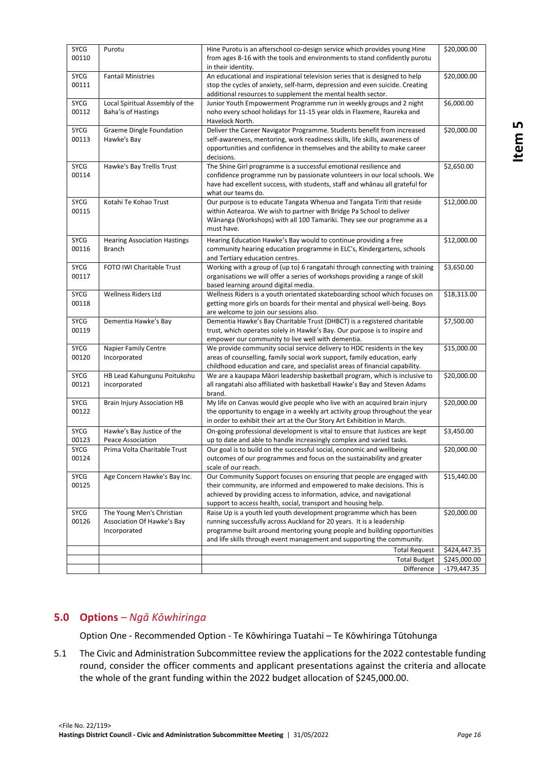| | | | |
|---|---|---|---|
| SYCG 00110 | Purotu | Hine Purotu is an afterschool co-design service which provides young Hine from ages 8-16 with the tools and environments to stand confidently purotu in their identity. | $20,000.00 |
| SYCG 00111 | Fantail Ministries | An educational and inspirational television series that is designed to help stop the cycles of anxiety, self-harm, depression and even suicide. Creating additional resources to supplement the mental health sector. | $20,000.00 |
| SYCG 00112 | Local Spiritual Assembly of the Baha'is of Hastings | Junior Youth Empowerment Programme run in weekly groups and 2 night noho every school holidays for 11-15 year olds in Flaxmere, Raureka and Havelock North. | $6,000.00 |
| SYCG 00113 | Graeme Dingle Foundation Hawke's Bay | Deliver the Career Navigator Programme. Students benefit from increased self-awareness, mentoring, work readiness skills, life skills, awareness of opportunities and confidence in themselves and the ability to make career decisions. | $20,000.00 |
| SYCG 00114 | Hawke's Bay Trellis Trust | The Shine Girl programme is a successful emotional resilience and confidence programme run by passionate volunteers in our local schools. We have had excellent success, with students, staff and whānau all grateful for what our teams do. | $2,650.00 |
| SYCG 00115 | Kotahi Te Kohao Trust | Our purpose is to educate Tangata Whenua and Tangata Tiriti that reside within Aotearoa. We wish to partner with Bridge Pa School to deliver Wānanga (Workshops) with all 100 Tamariki. They see our programme as a must have. | $12,000.00 |
| SYCG 00116 | Hearing Association Hastings Branch | Hearing Education Hawke's Bay would to continue providing a free community hearing education programme in ELC's, Kindergartens, schools and Tertiary education centres. | $12,000.00 |
| SYCG 00117 | FOTO IWI Charitable Trust | Working with a group of (up to) 6 rangatahi through connecting with training organisations we will offer a series of workshops providing a range of skill based learning around digital media. | $3,650.00 |
| SYCG 00118 | Wellness Riders Ltd | Wellness Riders is a youth orientated skateboarding school which focuses on getting more girls on boards for their mental and physical well-being. Boys are welcome to join our sessions also. | $18,313.00 |
| SYCG 00119 | Dementia Hawke's Bay | Dementia Hawke's Bay Charitable Trust (DHBCT) is a registered charitable trust, which operates solely in Hawke's Bay. Our purpose is to inspire and empower our community to live well with dementia. | $7,500.00 |
| SYCG 00120 | Napier Family Centre Incorporated | We provide community social service delivery to HDC residents in the key areas of counselling, family social work support, family education, early childhood education and care, and specialist areas of financial capability. | $15,000.00 |
| SYCG 00121 | HB Lead Kahungunu Poitukohu incorporated | We are a kaupapa Māori leadership basketball program, which is inclusive to all rangatahi also affiliated with basketball Hawke's Bay and Steven Adams brand. | $20,000.00 |
| SYCG 00122 | Brain Injury Association HB | My life on Canvas would give people who live with an acquired brain injury the opportunity to engage in a weekly art activity group throughout the year in order to exhibit their art at the Our Story Art Exhibition in March. | $20,000.00 |
| SYCG 00123 | Hawke's Bay Justice of the Peace Association | On-going professional development is vital to ensure that Justices are kept up to date and able to handle increasingly complex and varied tasks. | $3,450.00 |
| SYCG 00124 | Prima Volta Charitable Trust | Our goal is to build on the successful social, economic and wellbeing outcomes of our programmes and focus on the sustainability and greater scale of our reach. | $20,000.00 |
| SYCG 00125 | Age Concern Hawke's Bay Inc. | Our Community Support focuses on ensuring that people are engaged with their community, are informed and empowered to make decisions. This is achieved by providing access to information, advice, and navigational support to access health, social, transport and housing help. | $15,440.00 |
| SYCG 00126 | The Young Men's Christian Association Of Hawke's Bay Incorporated | Raise Up is a youth led youth development programme which has been running successfully across Auckland for 20 years. It is a leadership programme built around mentoring young people and building opportunities and life skills through event management and supporting the community. | $20,000.00 |
| | | Total Request | $424,447.35 |
| | | Total Budget | $245,000.00 |
| | | Difference | -179,447.35 |

## 5.0 Options – *Ngā Kōwhiringa*

Option One - Recommended Option - Te Kōwhiringa Tuatahi – Te Kōwhiringa Tūtohunga

5.1 The Civic and Administration Subcommittee review the applications for the 2022 contestable funding round, consider the officer comments and applicant presentations against the criteria and allocate the whole of the grant funding within the 2022 budget allocation of $245,000.00.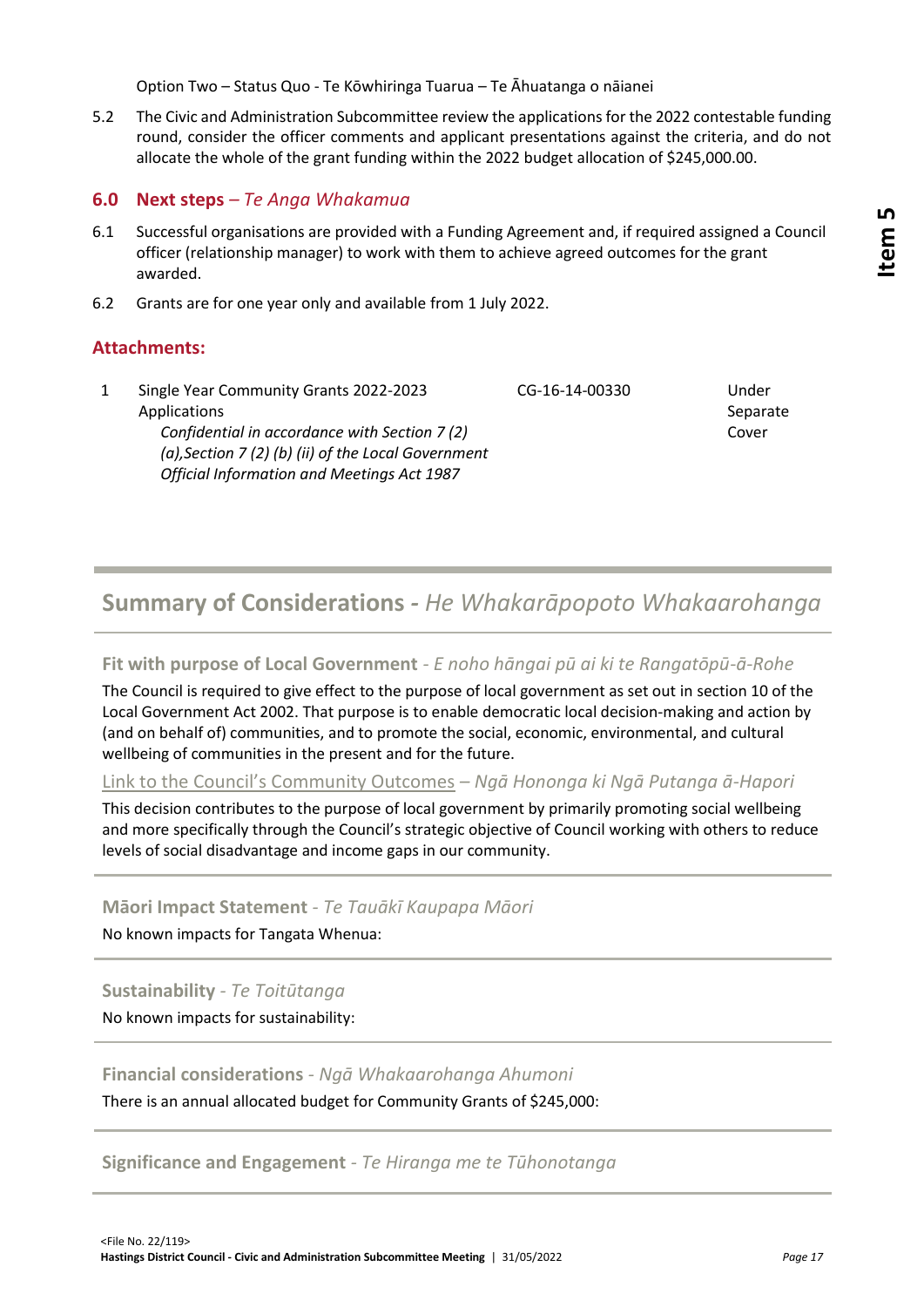Option Two – Status Quo - Te Kōwhiringa Tuarua – Te Āhuatanga o nāianei

5.2 The Civic and Administration Subcommittee review the applications for the 2022 contestable funding round, consider the officer comments and applicant presentations against the criteria, and do not allocate the whole of the grant funding within the 2022 budget allocation of $245,000.00.

## 6.0 Next steps – *Te Anga Whakamua*

6.1 Successful organisations are provided with a Funding Agreement and, if required assigned a Council officer (relationship manager) to work with them to achieve agreed outcomes for the grant awarded.

6.2 Grants are for one year only and available from 1 July 2022.

## Attachments:

| | | | |
|---|---|---|---|
| 1 | Single Year Community Grants 2022-2023 Applications<br>*Confidential in accordance with Section 7 (2) (a),Section 7 (2) (b) (ii) of the Local Government Official Information and Meetings Act 1987* | CG-16-14-00330 | Under Separate Cover |

## Summary of Considerations - *He Whakarāpopoto Whakaarohanga*

### Fit with purpose of Local Government - *E noho hāngai pū ai ki te Rangatōpū-ā-Rohe*

The Council is required to give effect to the purpose of local government as set out in section 10 of the Local Government Act 2002. That purpose is to enable democratic local decision-making and action by (and on behalf of) communities, and to promote the social, economic, environmental, and cultural wellbeing of communities in the present and for the future.

### Link to the Council's Community Outcomes – *Ngā Hononga ki Ngā Putanga ā-Hapori*

This decision contributes to the purpose of local government by primarily promoting social wellbeing and more specifically through the Council's strategic objective of Council working with others to reduce levels of social disadvantage and income gaps in our community.

### Māori Impact Statement - *Te Tauākī Kaupapa Māori*

No known impacts for Tangata Whenua:

### Sustainability - *Te Toitūtanga*

No known impacts for sustainability:

### Financial considerations - *Ngā Whakaarohanga Ahumoni*

There is an annual allocated budget for Community Grants of $245,000:

### Significance and Engagement - *Te Hiranga me te Tūhonotanga*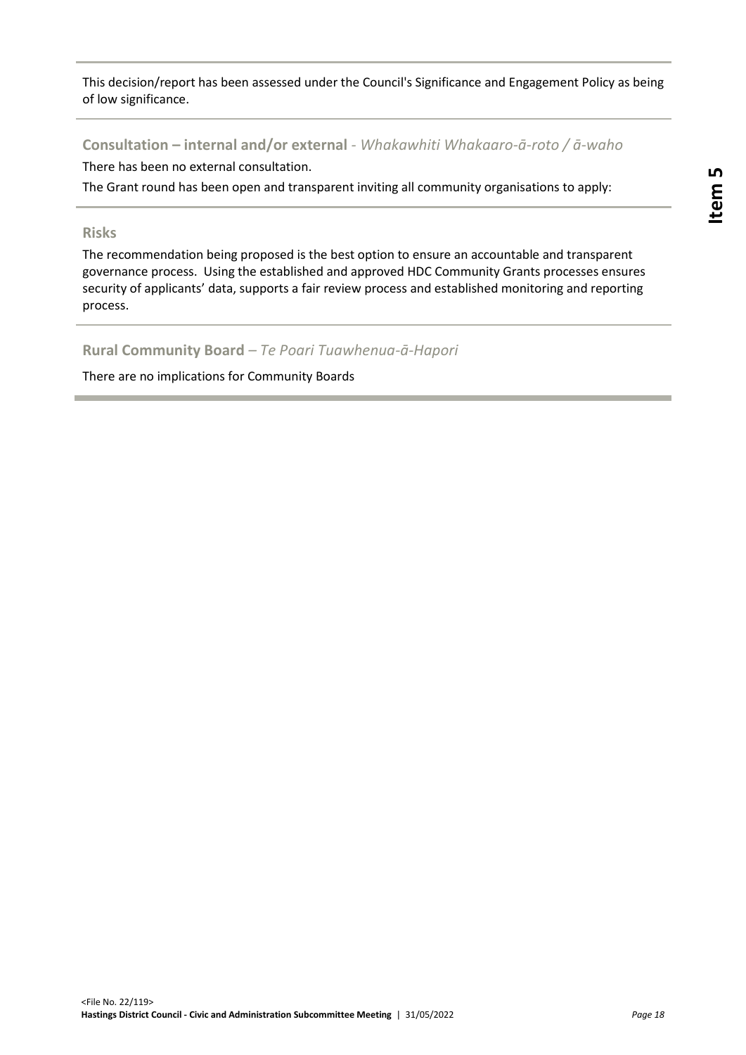This decision/report has been assessed under the Council's Significance and Engagement Policy as being of low significance.

### Consultation – internal and/or external - *Whakawhiti Whakaaro-ā-roto / ā-waho*

There has been no external consultation.

The Grant round has been open and transparent inviting all community organisations to apply:

### Risks

The recommendation being proposed is the best option to ensure an accountable and transparent governance process. Using the established and approved HDC Community Grants processes ensures security of applicants' data, supports a fair review process and established monitoring and reporting process.

### Rural Community Board – *Te Poari Tuawhenua-ā-Hapori*

There are no implications for Community Boards